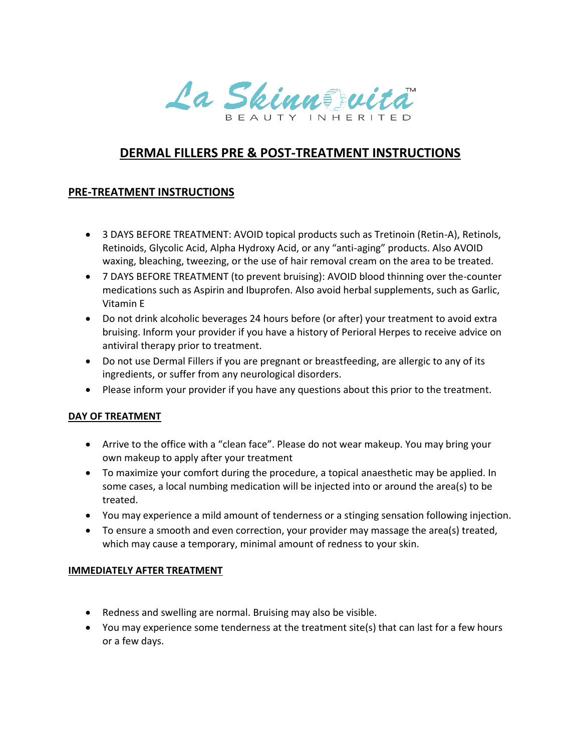La Skinnovita™

BEAUTY INHERITED

# DERMAL FILLERS PRE & POST-TREATMENT INSTRUCTIONS

## PRE-TREATMENT INSTRUCTIONS

- 3 DAYS BEFORE TREATMENT: AVOID topical products such as Tretinoin (Retin-A), Retinols, Retinoids, Glycolic Acid, Alpha Hydroxy Acid, or any "anti-aging" products. Also AVOID waxing, bleaching, tweezing, or the use of hair removal cream on the area to be treated.
- 7 DAYS BEFORE TREATMENT (to prevent bruising): AVOID blood thinning over the-counter medications such as Aspirin and Ibuprofen. Also avoid herbal supplements, such as Garlic, Vitamin E
- Do not drink alcoholic beverages 24 hours before (or after) your treatment to avoid extra bruising. Inform your provider if you have a history of Perioral Herpes to receive advice on antiviral therapy prior to treatment.
- Do not use Dermal Fillers if you are pregnant or breastfeeding, are allergic to any of its ingredients, or suffer from any neurological disorders.
- Please inform your provider if you have any questions about this prior to the treatment.

### DAY OF TREATMENT

- Arrive to the office with a "clean face". Please do not wear makeup. You may bring your own makeup to apply after your treatment
- To maximize your comfort during the procedure, a topical anaesthetic may be applied. In some cases, a local numbing medication will be injected into or around the area(s) to be treated.
- You may experience a mild amount of tenderness or a stinging sensation following injection.
- To ensure a smooth and even correction, your provider may massage the area(s) treated, which may cause a temporary, minimal amount of redness to your skin.

### IMMEDIATELY AFTER TREATMENT

- Redness and swelling are normal. Bruising may also be visible.
- You may experience some tenderness at the treatment site(s) that can last for a few hours or a few days.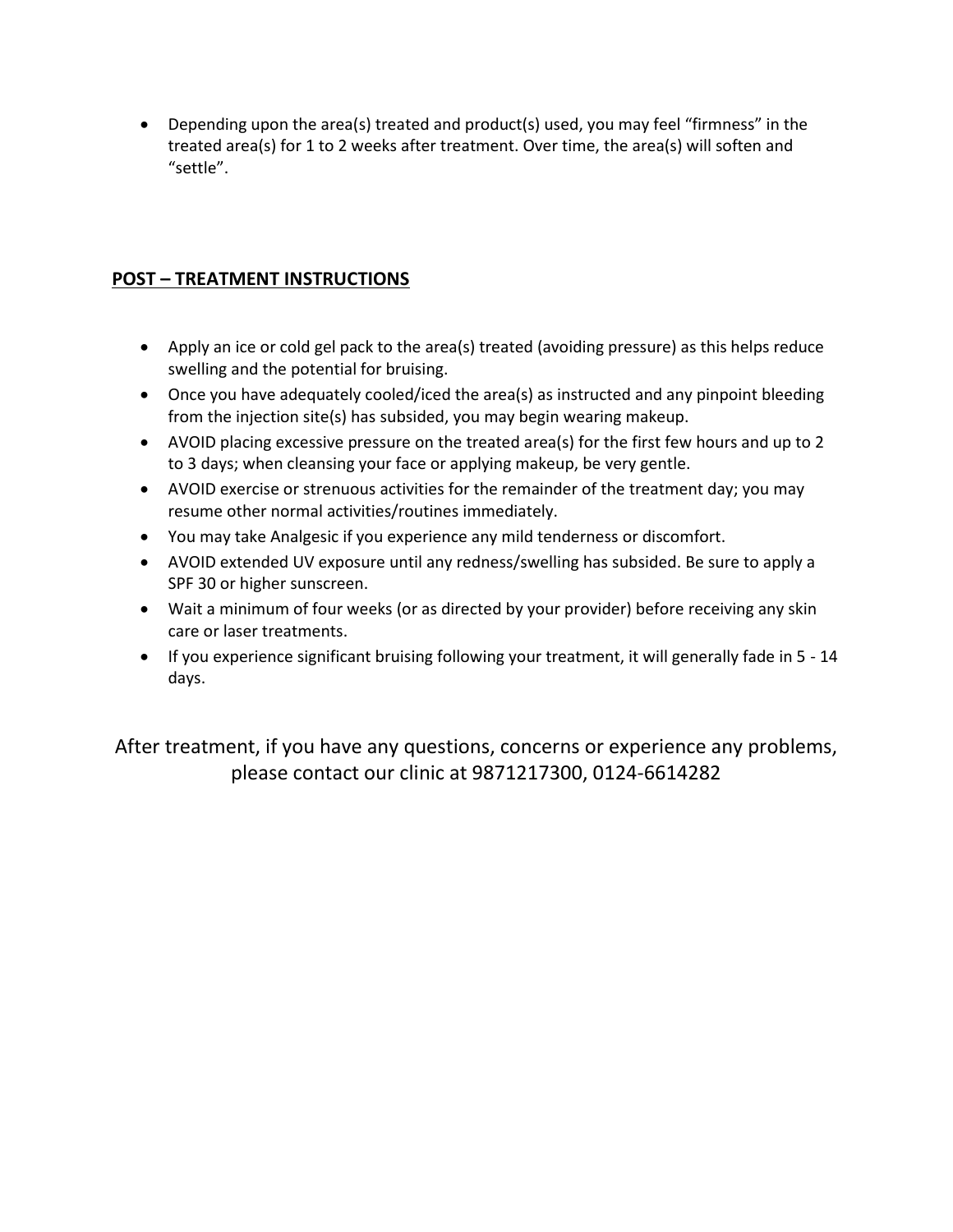- Depending upon the area(s) treated and product(s) used, you may feel "firmness" in the treated area(s) for 1 to 2 weeks after treatment. Over time, the area(s) will soften and "settle".

## POST – TREATMENT INSTRUCTIONS

- Apply an ice or cold gel pack to the area(s) treated (avoiding pressure) as this helps reduce swelling and the potential for bruising.
- Once you have adequately cooled/iced the area(s) as instructed and any pinpoint bleeding from the injection site(s) has subsided, you may begin wearing makeup.
- AVOID placing excessive pressure on the treated area(s) for the first few hours and up to 2 to 3 days; when cleansing your face or applying makeup, be very gentle.
- AVOID exercise or strenuous activities for the remainder of the treatment day; you may resume other normal activities/routines immediately.
- You may take Analgesic if you experience any mild tenderness or discomfort.
- AVOID extended UV exposure until any redness/swelling has subsided. Be sure to apply a SPF 30 or higher sunscreen.
- Wait a minimum of four weeks (or as directed by your provider) before receiving any skin care or laser treatments.
- If you experience significant bruising following your treatment, it will generally fade in 5 - 14 days.

After treatment, if you have any questions, concerns or experience any problems, please contact our clinic at 9871217300, 0124-6614282